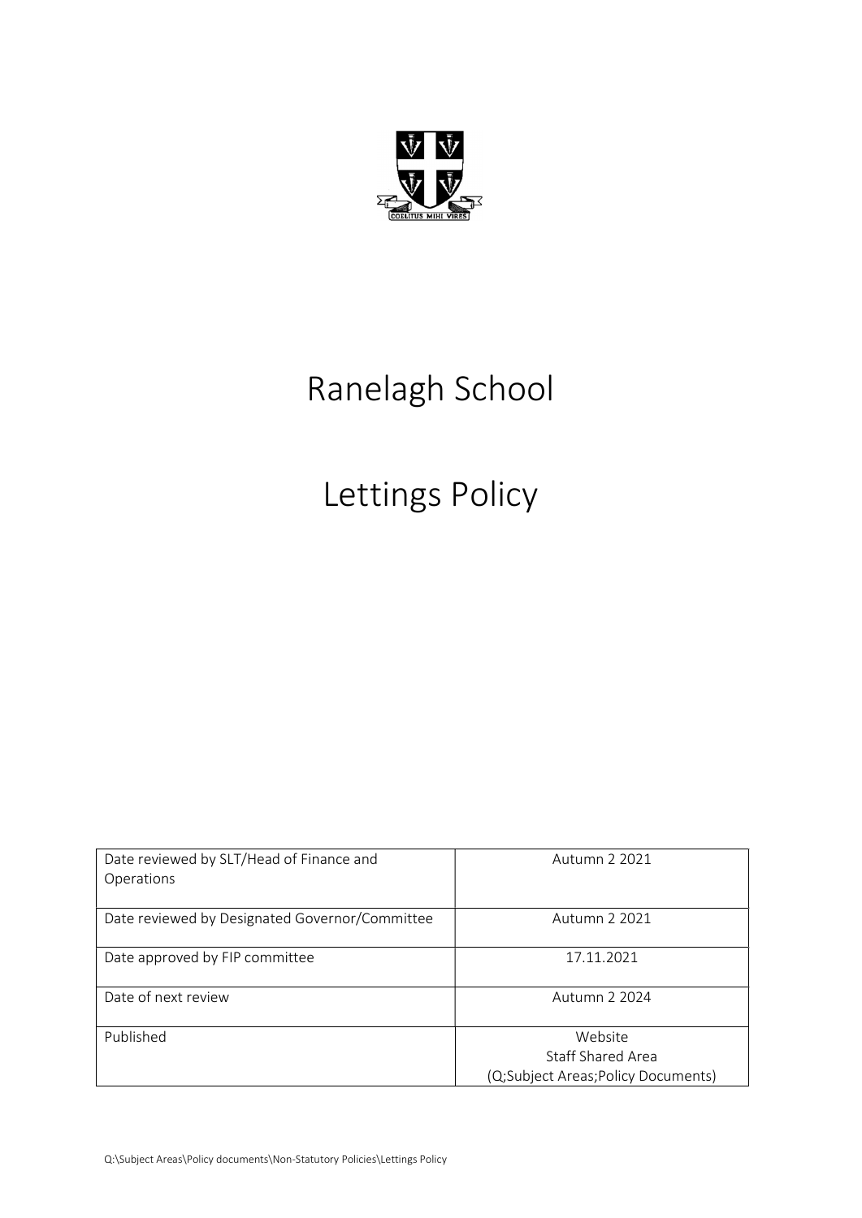# Ranelagh School

# Lettings Policy

| Date reviewed by SLT/Head of Finance and Operations | Autumn 2 2021 |
|---|---|
| Date reviewed by Designated Governor/Committee | Autumn 2 2021 |
| Date approved by FIP committee | 17.11.2021 |
| Date of next review | Autumn 2 2024 |
| Published | Website<br>Staff Shared Area<br>(Q;Subject Areas;Policy Documents) |

Q:\Subject Areas\Policy documents\Non-Statutory Policies\Lettings Policy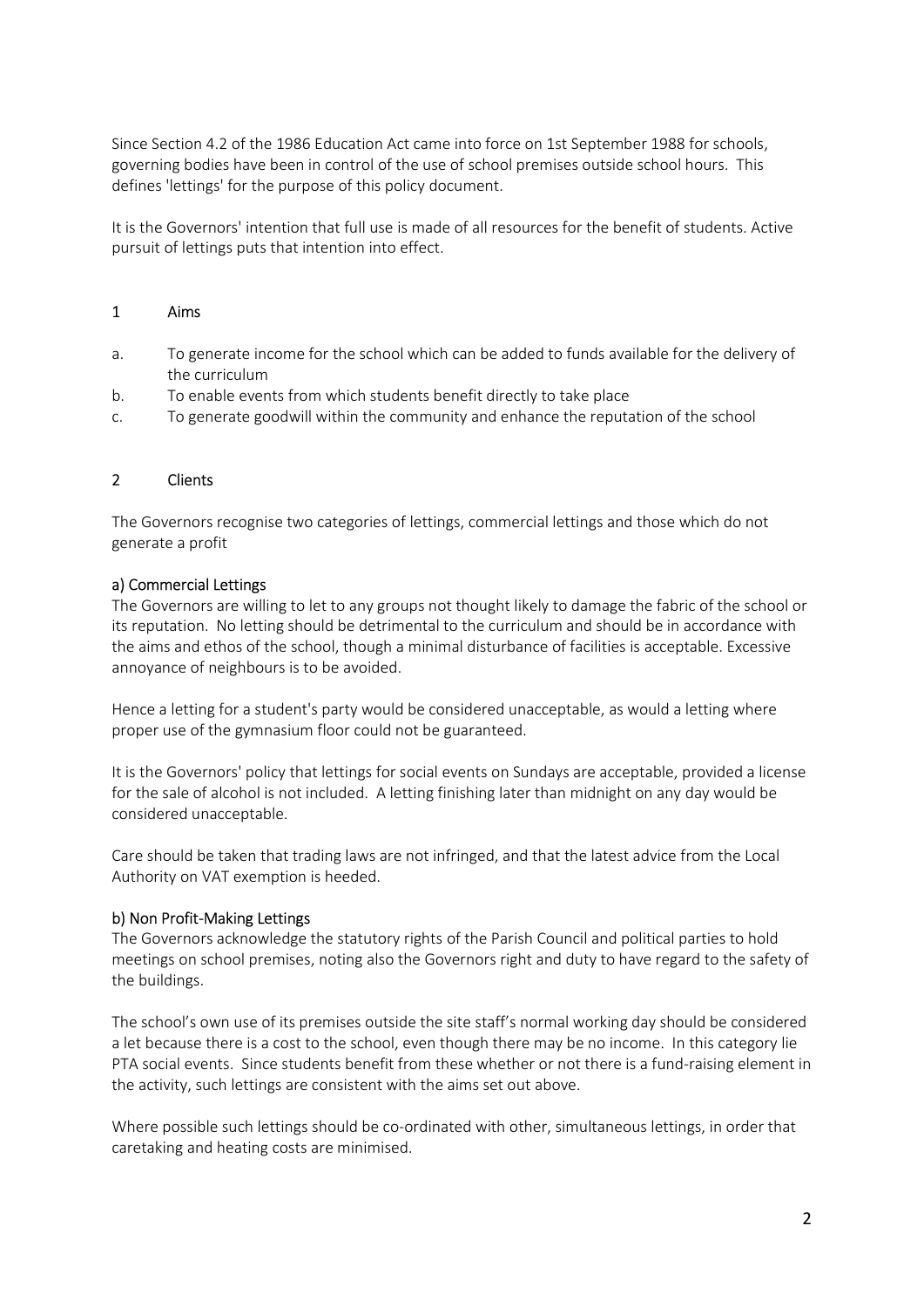Since Section 4.2 of the 1986 Education Act came into force on 1st September 1988 for schools, governing bodies have been in control of the use of school premises outside school hours. This defines 'lettings' for the purpose of this policy document.

It is the Governors' intention that full use is made of all resources for the benefit of students. Active pursuit of lettings puts that intention into effect.

## 1 Aims

a. To generate income for the school which can be added to funds available for the delivery of the curriculum
b. To enable events from which students benefit directly to take place
c. To generate goodwill within the community and enhance the reputation of the school

## 2 Clients

The Governors recognise two categories of lettings, commercial lettings and those which do not generate a profit

### a) Commercial Lettings

The Governors are willing to let to any groups not thought likely to damage the fabric of the school or its reputation. No letting should be detrimental to the curriculum and should be in accordance with the aims and ethos of the school, though a minimal disturbance of facilities is acceptable. Excessive annoyance of neighbours is to be avoided.

Hence a letting for a student's party would be considered unacceptable, as would a letting where proper use of the gymnasium floor could not be guaranteed.

It is the Governors' policy that lettings for social events on Sundays are acceptable, provided a license for the sale of alcohol is not included. A letting finishing later than midnight on any day would be considered unacceptable.

Care should be taken that trading laws are not infringed, and that the latest advice from the Local Authority on VAT exemption is heeded.

### b) Non Profit-Making Lettings

The Governors acknowledge the statutory rights of the Parish Council and political parties to hold meetings on school premises, noting also the Governors right and duty to have regard to the safety of the buildings.

The school's own use of its premises outside the site staff's normal working day should be considered a let because there is a cost to the school, even though there may be no income. In this category lie PTA social events. Since students benefit from these whether or not there is a fund-raising element in the activity, such lettings are consistent with the aims set out above.

Where possible such lettings should be co-ordinated with other, simultaneous lettings, in order that caretaking and heating costs are minimised.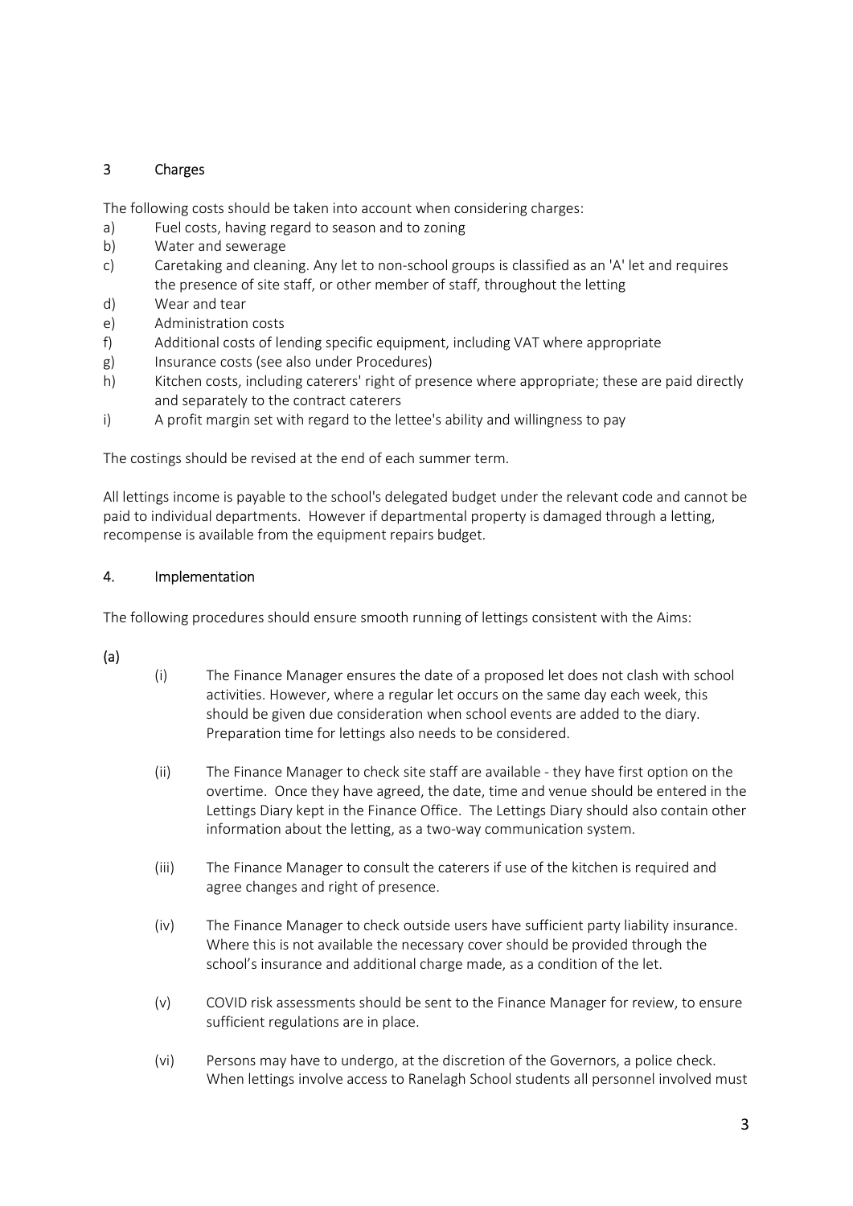## 3 Charges

The following costs should be taken into account when considering charges:

a) Fuel costs, having regard to season and to zoning
b) Water and sewerage
c) Caretaking and cleaning. Any let to non-school groups is classified as an 'A' let and requires the presence of site staff, or other member of staff, throughout the letting
d) Wear and tear
e) Administration costs
f) Additional costs of lending specific equipment, including VAT where appropriate
g) Insurance costs (see also under Procedures)
h) Kitchen costs, including caterers' right of presence where appropriate; these are paid directly and separately to the contract caterers
i) A profit margin set with regard to the lettee's ability and willingness to pay

The costings should be revised at the end of each summer term.

All lettings income is payable to the school's delegated budget under the relevant code and cannot be paid to individual departments. However if departmental property is damaged through a letting, recompense is available from the equipment repairs budget.

## 4. Implementation

The following procedures should ensure smooth running of lettings consistent with the Aims:

(a)

(i) The Finance Manager ensures the date of a proposed let does not clash with school activities. However, where a regular let occurs on the same day each week, this should be given due consideration when school events are added to the diary. Preparation time for lettings also needs to be considered.

(ii) The Finance Manager to check site staff are available - they have first option on the overtime. Once they have agreed, the date, time and venue should be entered in the Lettings Diary kept in the Finance Office. The Lettings Diary should also contain other information about the letting, as a two-way communication system.

(iii) The Finance Manager to consult the caterers if use of the kitchen is required and agree changes and right of presence.

(iv) The Finance Manager to check outside users have sufficient party liability insurance. Where this is not available the necessary cover should be provided through the school's insurance and additional charge made, as a condition of the let.

(v) COVID risk assessments should be sent to the Finance Manager for review, to ensure sufficient regulations are in place.

(vi) Persons may have to undergo, at the discretion of the Governors, a police check. When lettings involve access to Ranelagh School students all personnel involved must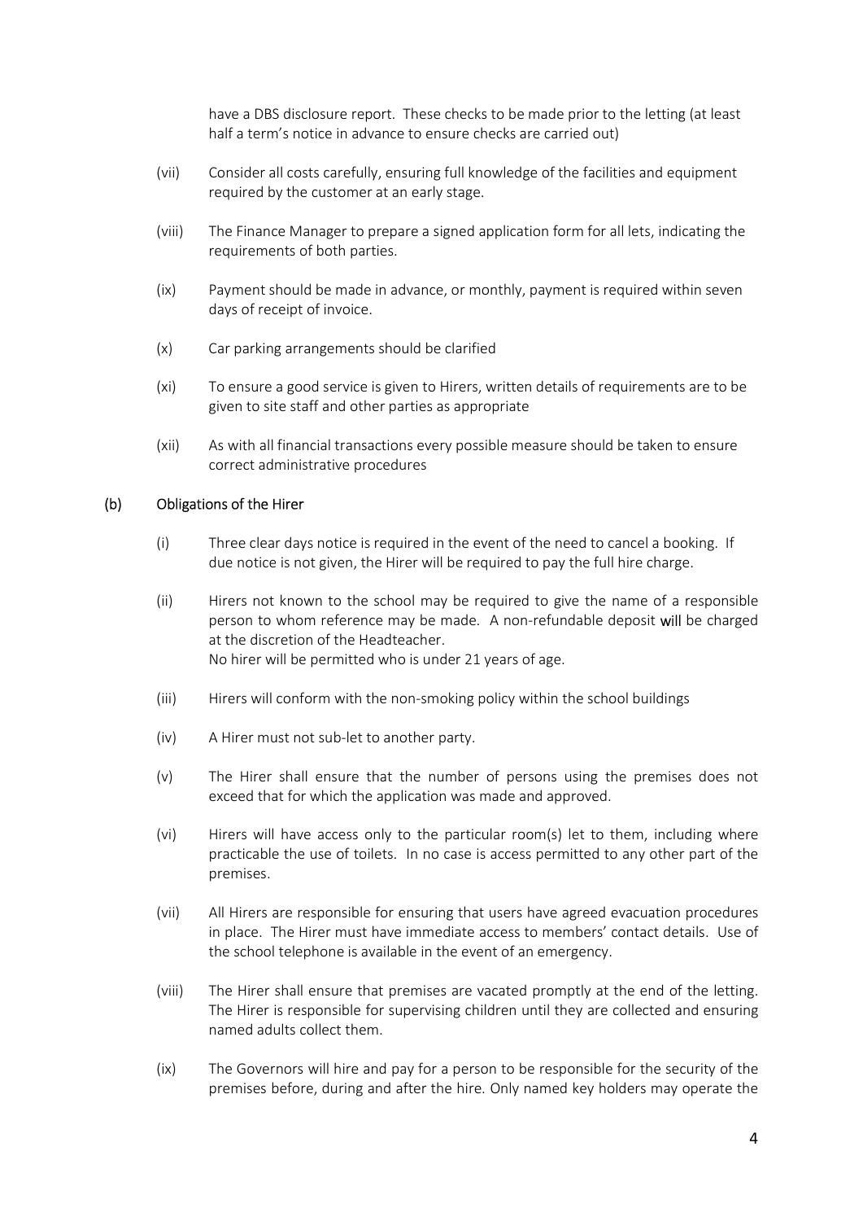have a DBS disclosure report. These checks to be made prior to the letting (at least half a term's notice in advance to ensure checks are carried out)

(vii) Consider all costs carefully, ensuring full knowledge of the facilities and equipment required by the customer at an early stage.

(viii) The Finance Manager to prepare a signed application form for all lets, indicating the requirements of both parties.

(ix) Payment should be made in advance, or monthly, payment is required within seven days of receipt of invoice.

(x) Car parking arrangements should be clarified

(xi) To ensure a good service is given to Hirers, written details of requirements are to be given to site staff and other parties as appropriate

(xii) As with all financial transactions every possible measure should be taken to ensure correct administrative procedures

### (b) Obligations of the Hirer

(i) Three clear days notice is required in the event of the need to cancel a booking. If due notice is not given, the Hirer will be required to pay the full hire charge.

(ii) Hirers not known to the school may be required to give the name of a responsible person to whom reference may be made. A non-refundable deposit **will** be charged at the discretion of the Headteacher.
No hirer will be permitted who is under 21 years of age.

(iii) Hirers will conform with the non-smoking policy within the school buildings

(iv) A Hirer must not sub-let to another party.

(v) The Hirer shall ensure that the number of persons using the premises does not exceed that for which the application was made and approved.

(vi) Hirers will have access only to the particular room(s) let to them, including where practicable the use of toilets. In no case is access permitted to any other part of the premises.

(vii) All Hirers are responsible for ensuring that users have agreed evacuation procedures in place. The Hirer must have immediate access to members' contact details. Use of the school telephone is available in the event of an emergency.

(viii) The Hirer shall ensure that premises are vacated promptly at the end of the letting. The Hirer is responsible for supervising children until they are collected and ensuring named adults collect them.

(ix) The Governors will hire and pay for a person to be responsible for the security of the premises before, during and after the hire. Only named key holders may operate the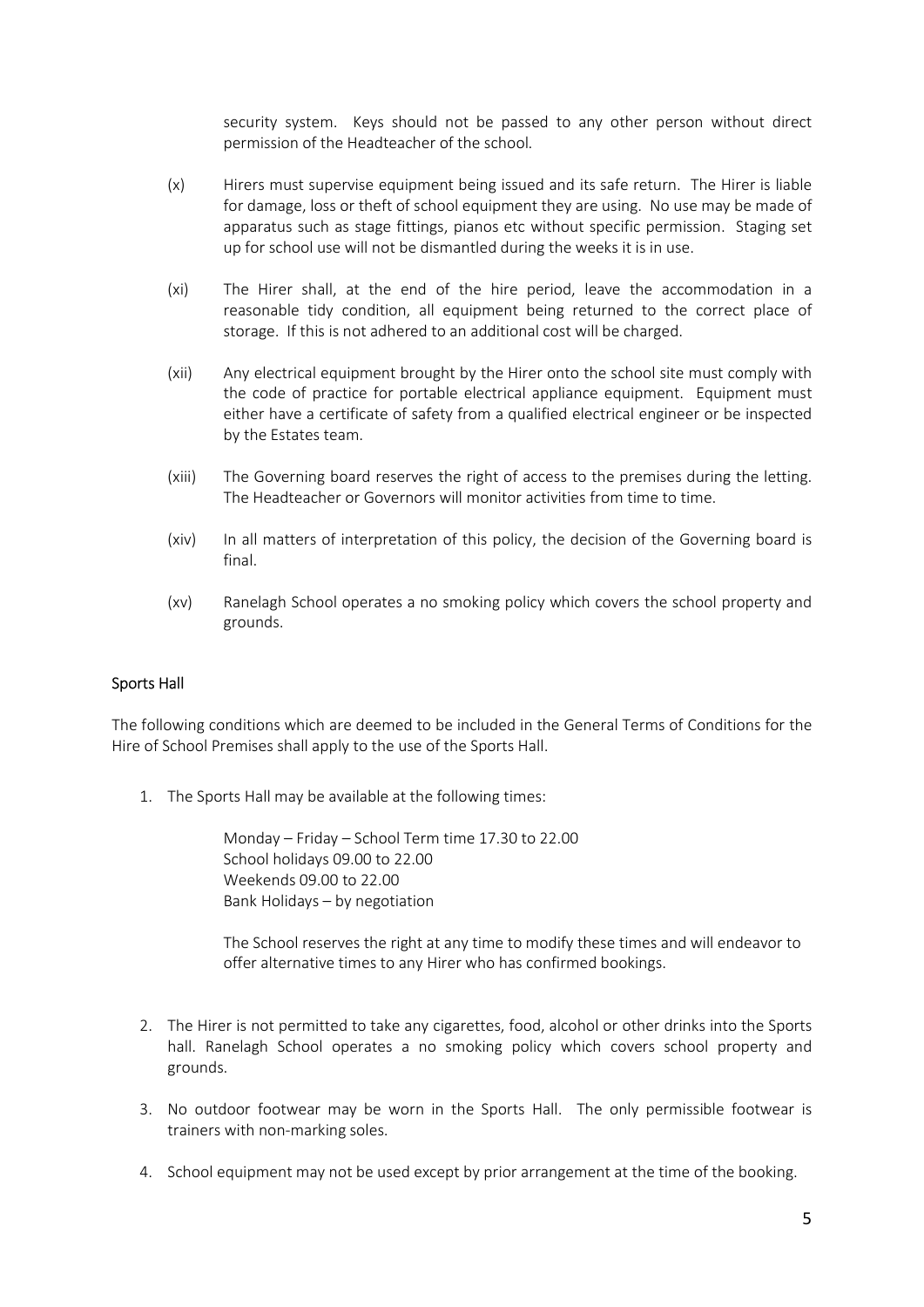security system. Keys should not be passed to any other person without direct permission of the Headteacher of the school.

(x) Hirers must supervise equipment being issued and its safe return. The Hirer is liable for damage, loss or theft of school equipment they are using. No use may be made of apparatus such as stage fittings, pianos etc without specific permission. Staging set up for school use will not be dismantled during the weeks it is in use.

(xi) The Hirer shall, at the end of the hire period, leave the accommodation in a reasonable tidy condition, all equipment being returned to the correct place of storage. If this is not adhered to an additional cost will be charged.

(xii) Any electrical equipment brought by the Hirer onto the school site must comply with the code of practice for portable electrical appliance equipment. Equipment must either have a certificate of safety from a qualified electrical engineer or be inspected by the Estates team.

(xiii) The Governing board reserves the right of access to the premises during the letting. The Headteacher or Governors will monitor activities from time to time.

(xiv) In all matters of interpretation of this policy, the decision of the Governing board is final.

(xv) Ranelagh School operates a no smoking policy which covers the school property and grounds.

## Sports Hall

The following conditions which are deemed to be included in the General Terms of Conditions for the Hire of School Premises shall apply to the use of the Sports Hall.

1. The Sports Hall may be available at the following times:

   Monday – Friday – School Term time 17.30 to 22.00
   School holidays 09.00 to 22.00
   Weekends 09.00 to 22.00
   Bank Holidays – by negotiation

   The School reserves the right at any time to modify these times and will endeavor to offer alternative times to any Hirer who has confirmed bookings.

2. The Hirer is not permitted to take any cigarettes, food, alcohol or other drinks into the Sports hall. Ranelagh School operates a no smoking policy which covers school property and grounds.

3. No outdoor footwear may be worn in the Sports Hall. The only permissible footwear is trainers with non-marking soles.

4. School equipment may not be used except by prior arrangement at the time of the booking.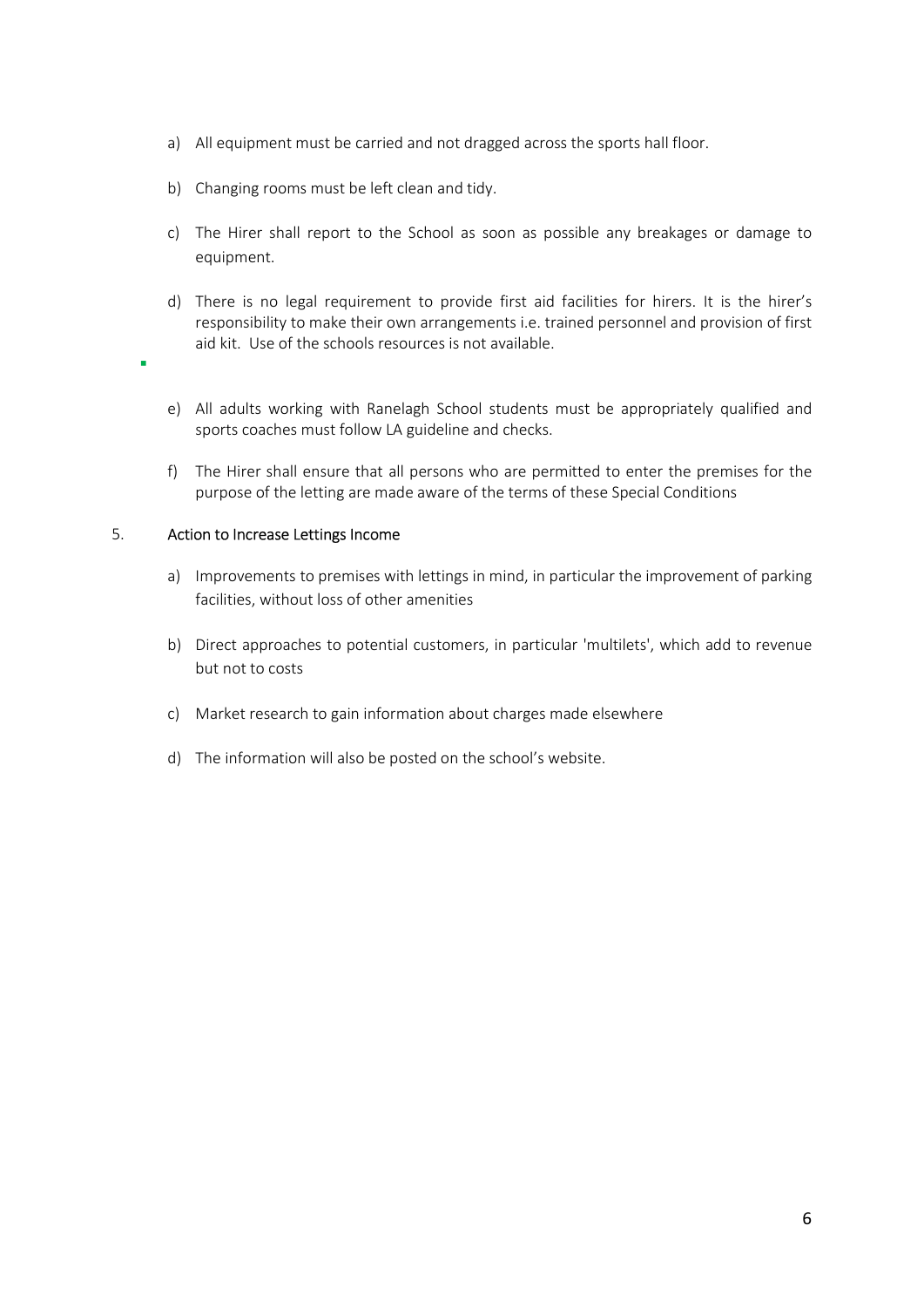a) All equipment must be carried and not dragged across the sports hall floor.

b) Changing rooms must be left clean and tidy.

c) The Hirer shall report to the School as soon as possible any breakages or damage to equipment.

d) There is no legal requirement to provide first aid facilities for hirers. It is the hirer's responsibility to make their own arrangements i.e. trained personnel and provision of first aid kit. Use of the schools resources is not available.

e) All adults working with Ranelagh School students must be appropriately qualified and sports coaches must follow LA guideline and checks.

f) The Hirer shall ensure that all persons who are permitted to enter the premises for the purpose of the letting are made aware of the terms of these Special Conditions

## 5. Action to Increase Lettings Income

a) Improvements to premises with lettings in mind, in particular the improvement of parking facilities, without loss of other amenities

b) Direct approaches to potential customers, in particular 'multilets', which add to revenue but not to costs

c) Market research to gain information about charges made elsewhere

d) The information will also be posted on the school's website.